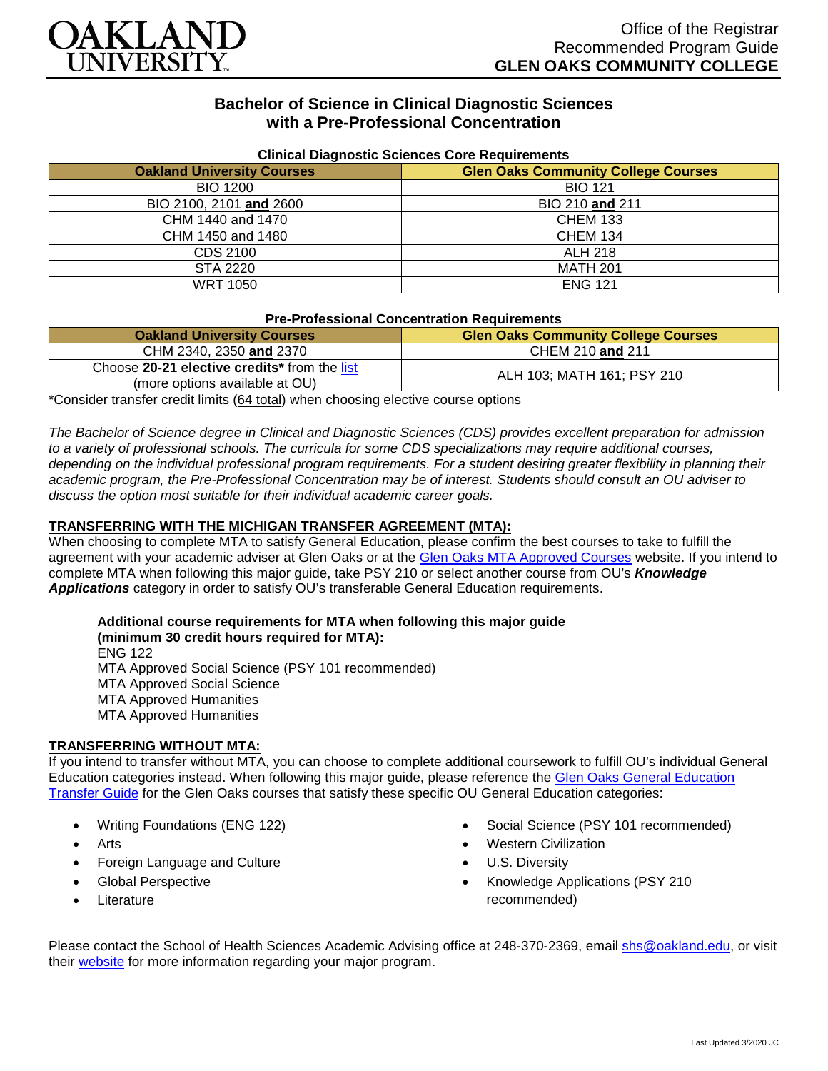Office of the Registrar
Recommended Program Guide
**GLEN OAKS COMMUNITY COLLEGE**

# Bachelor of Science in Clinical Diagnostic Sciences with a Pre-Professional Concentration

**Clinical Diagnostic Sciences Core Requirements**

| Oakland University Courses | Glen Oaks Community College Courses |
|---|---|
| BIO 1200 | BIO 121 |
| BIO 2100, 2101 **and** 2600 | BIO 210 **and** 211 |
| CHM 1440 and 1470 | CHEM 133 |
| CHM 1450 and 1480 | CHEM 134 |
| CDS 2100 | ALH 218 |
| STA 2220 | MATH 201 |
| WRT 1050 | ENG 121 |

**Pre-Professional Concentration Requirements**

| Oakland University Courses | Glen Oaks Community College Courses |
|---|---|
| CHM 2340, 2350 **and** 2370 | CHEM 210 **and** 211 |
| Choose **20-21 elective credits*** from the list (more options available at OU) | ALH 103; MATH 161; PSY 210 |

*Consider transfer credit limits (64 total) when choosing elective course options

*The Bachelor of Science degree in Clinical and Diagnostic Sciences (CDS) provides excellent preparation for admission to a variety of professional schools. The curricula for some CDS specializations may require additional courses, depending on the individual professional program requirements. For a student desiring greater flexibility in planning their academic program, the Pre-Professional Concentration may be of interest. Students should consult an OU adviser to discuss the option most suitable for their individual academic career goals.*

## TRANSFERRING WITH THE MICHIGAN TRANSFER AGREEMENT (MTA):

When choosing to complete MTA to satisfy General Education, please confirm the best courses to take to fulfill the agreement with your academic adviser at Glen Oaks or at the Glen Oaks MTA Approved Courses website. If you intend to complete MTA when following this major guide, take PSY 210 or select another course from OU's ***Knowledge Applications*** category in order to satisfy OU's transferable General Education requirements.

**Additional course requirements for MTA when following this major guide (minimum 30 credit hours required for MTA):**
ENG 122
MTA Approved Social Science (PSY 101 recommended)
MTA Approved Social Science
MTA Approved Humanities
MTA Approved Humanities

## TRANSFERRING WITHOUT MTA:

If you intend to transfer without MTA, you can choose to complete additional coursework to fulfill OU's individual General Education categories instead. When following this major guide, please reference the Glen Oaks General Education Transfer Guide for the Glen Oaks courses that satisfy these specific OU General Education categories:

- Writing Foundations (ENG 122)
- Arts
- Foreign Language and Culture
- Global Perspective
- Literature
- Social Science (PSY 101 recommended)
- Western Civilization
- U.S. Diversity
- Knowledge Applications (PSY 210 recommended)

Please contact the School of Health Sciences Academic Advising office at 248-370-2369, email shs@oakland.edu, or visit their website for more information regarding your major program.

Last Updated 3/2020 JC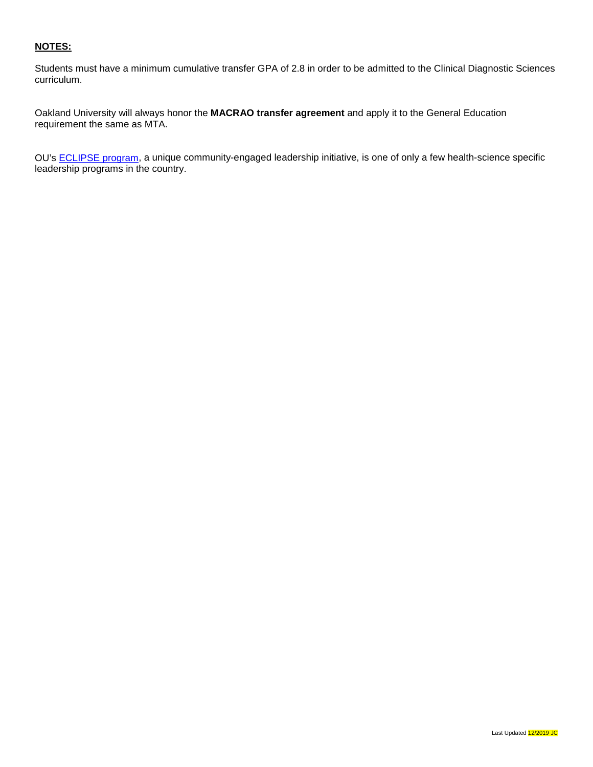**NOTES:**

Students must have a minimum cumulative transfer GPA of 2.8 in order to be admitted to the Clinical Diagnostic Sciences curriculum.

Oakland University will always honor the **MACRAO transfer agreement** and apply it to the General Education requirement the same as MTA.

OU's ECLIPSE program, a unique community-engaged leadership initiative, is one of only a few health-science specific leadership programs in the country.

Last Updated 12/2019 JC